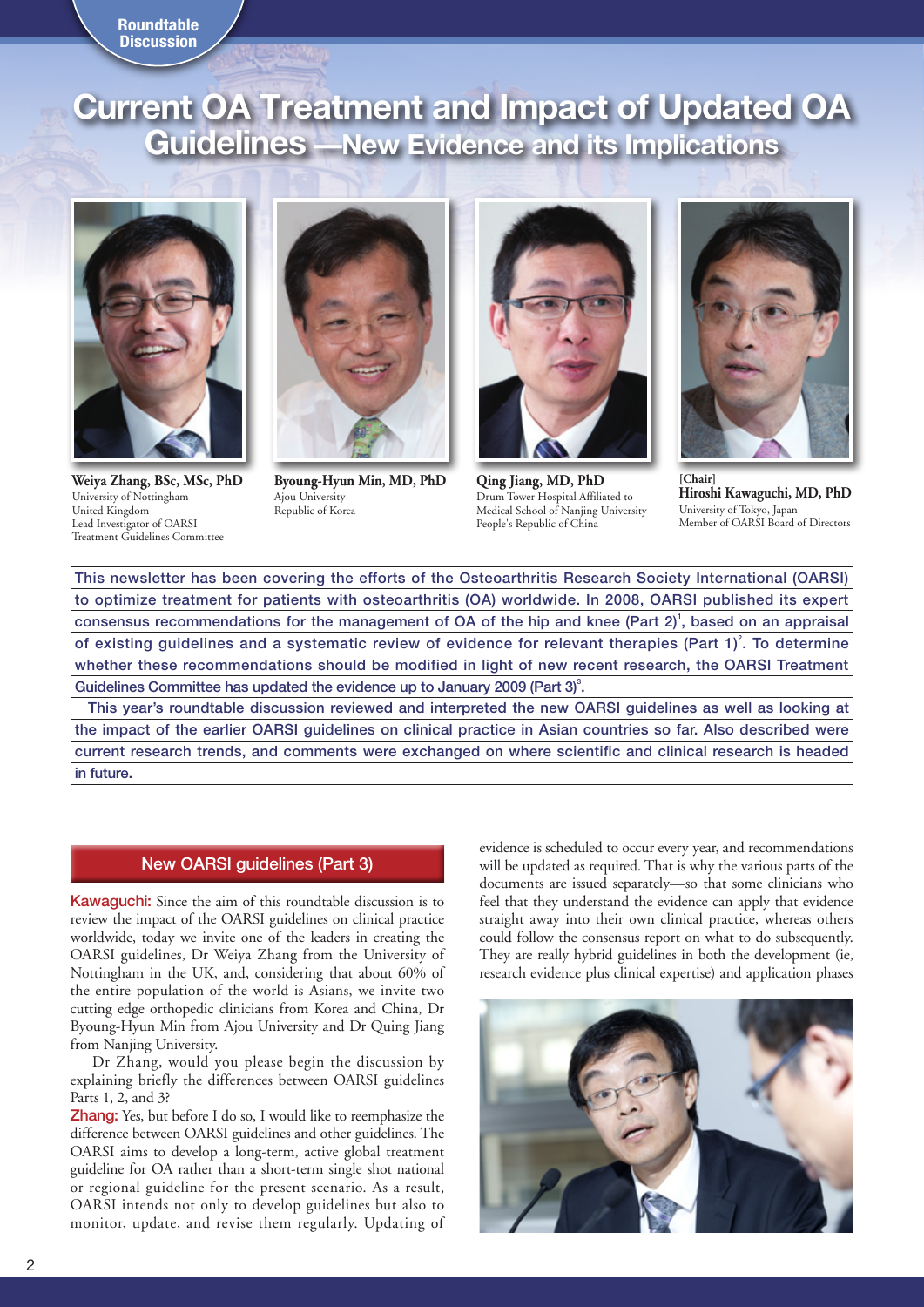Roundtable Discussion

# Current OA Treatment and Impact of Updated OA Guidelines —New Evidence and its Implications

**Weiya Zhang, BSc, MSc, PhD**
University of Nottingham
United Kingdom
Lead Investigator of OARSI Treatment Guidelines Committee

**Byoung-Hyun Min, MD, PhD**
Ajou University
Republic of Korea

**Qing Jiang, MD, PhD**
Drum Tower Hospital Affiliated to Medical School of Nanjing University
People's Republic of China

**[Chair]**
**Hiroshi Kawaguchi, MD, PhD**
University of Tokyo, Japan
Member of OARSI Board of Directors

This newsletter has been covering the efforts of the Osteoarthritis Research Society International (OARSI) to optimize treatment for patients with osteoarthritis (OA) worldwide. In 2008, OARSI published its expert consensus recommendations for the management of OA of the hip and knee (Part 2)[1], based on an appraisal of existing guidelines and a systematic review of evidence for relevant therapies (Part 1)[2]. To determine whether these recommendations should be modified in light of new recent research, the OARSI Treatment Guidelines Committee has updated the evidence up to January 2009 (Part 3)[3].

This year's roundtable discussion reviewed and interpreted the new OARSI guidelines as well as looking at the impact of the earlier OARSI guidelines on clinical practice in Asian countries so far. Also described were current research trends, and comments were exchanged on where scientific and clinical research is headed in future.

## New OARSI guidelines (Part 3)

**Kawaguchi:** Since the aim of this roundtable discussion is to review the impact of the OARSI guidelines on clinical practice worldwide, today we invite one of the leaders in creating the OARSI guidelines, Dr Weiya Zhang from the University of Nottingham in the UK, and, considering that about 60% of the entire population of the world is Asians, we invite two cutting edge orthopedic clinicians from Korea and China, Dr Byoung-Hyun Min from Ajou University and Dr Quing Jiang from Nanjing University.

Dr Zhang, would you please begin the discussion by explaining briefly the differences between OARSI guidelines Parts 1, 2, and 3?

**Zhang:** Yes, but before I do so, I would like to reemphasize the difference between OARSI guidelines and other guidelines. The OARSI aims to develop a long-term, active global treatment guideline for OA rather than a short-term single shot national or regional guideline for the present scenario. As a result, OARSI intends not only to develop guidelines but also to monitor, update, and revise them regularly. Updating of evidence is scheduled to occur every year, and recommendations will be updated as required. That is why the various parts of the documents are issued separately—so that some clinicians who feel that they understand the evidence can apply that evidence straight away into their own clinical practice, whereas others could follow the consensus report on what to do subsequently. They are really hybrid guidelines in both the development (ie, research evidence plus clinical expertise) and application phases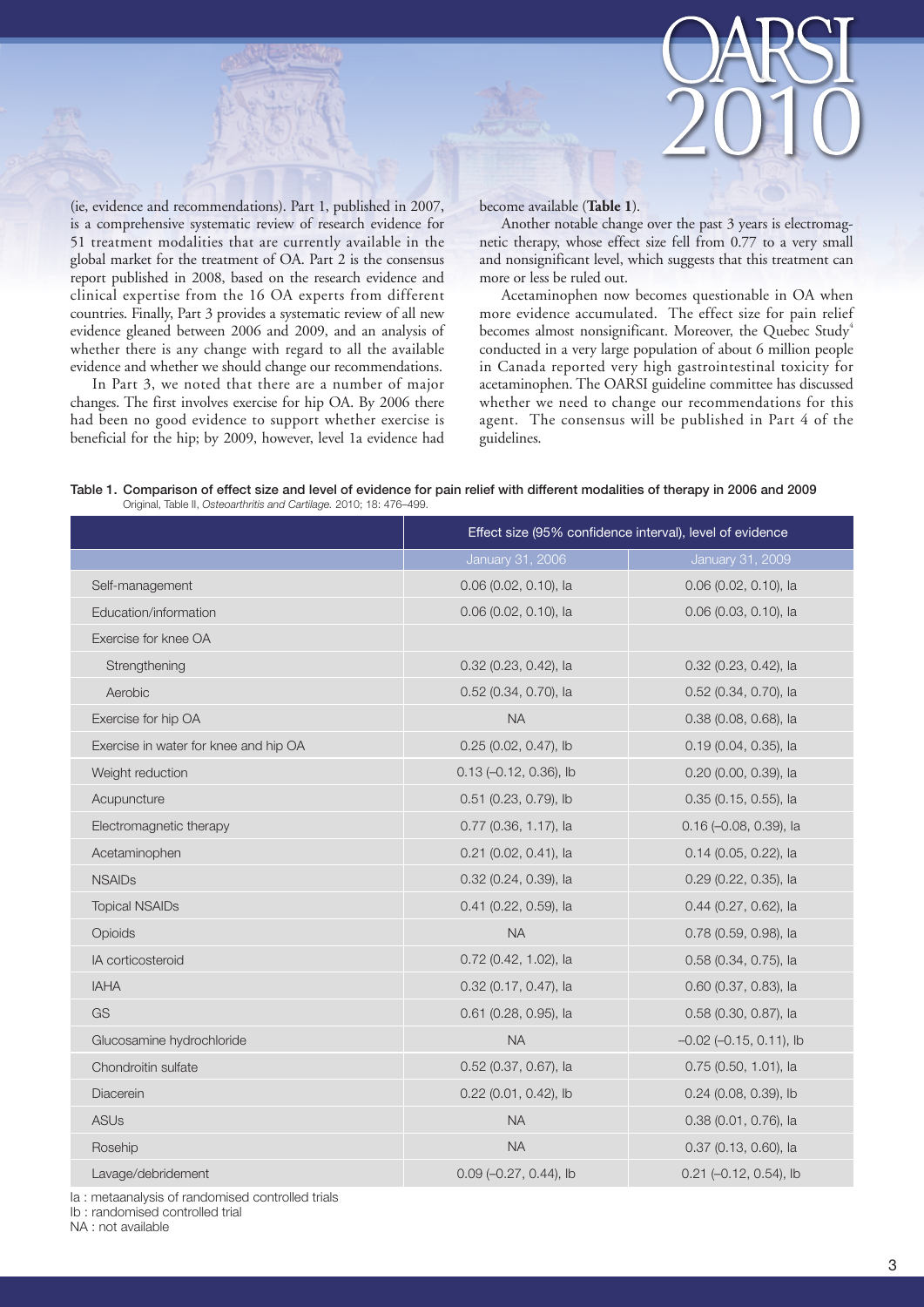(ie, evidence and recommendations). Part 1, published in 2007, is a comprehensive systematic review of research evidence for 51 treatment modalities that are currently available in the global market for the treatment of OA. Part 2 is the consensus report published in 2008, based on the research evidence and clinical expertise from the 16 OA experts from different countries. Finally, Part 3 provides a systematic review of all new evidence gleaned between 2006 and 2009, and an analysis of whether there is any change with regard to all the available evidence and whether we should change our recommendations.

In Part 3, we noted that there are a number of major changes. The first involves exercise for hip OA. By 2006 there had been no good evidence to support whether exercise is beneficial for the hip; by 2009, however, level 1a evidence had become available (**Table 1**).

Another notable change over the past 3 years is electromagnetic therapy, whose effect size fell from 0.77 to a very small and nonsignificant level, which suggests that this treatment can more or less be ruled out.

Acetaminophen now becomes questionable in OA when more evidence accumulated. The effect size for pain relief becomes almost nonsignificant. Moreover, the Quebec Study[4] conducted in a very large population of about 6 million people in Canada reported very high gastrointestinal toxicity for acetaminophen. The OARSI guideline committee has discussed whether we need to change our recommendations for this agent. The consensus will be published in Part 4 of the guidelines.

**Table 1. Comparison of effect size and level of evidence for pain relief with different modalities of therapy in 2006 and 2009**
Original, Table II, *Osteoarthritis and Cartilage.* 2010; 18: 476–499.

| | Effect size (95% confidence interval), level of evidence | |
|---|---|---|
| | January 31, 2006 | January 31, 2009 |
| Self-management | 0.06 (0.02, 0.10), Ia | 0.06 (0.02, 0.10), Ia |
| Education/information | 0.06 (0.02, 0.10), Ia | 0.06 (0.03, 0.10), Ia |
| Exercise for knee OA | | |
| Strengthening | 0.32 (0.23, 0.42), Ia | 0.32 (0.23, 0.42), Ia |
| Aerobic | 0.52 (0.34, 0.70), Ia | 0.52 (0.34, 0.70), Ia |
| Exercise for hip OA | NA | 0.38 (0.08, 0.68), Ia |
| Exercise in water for knee and hip OA | 0.25 (0.02, 0.47), Ib | 0.19 (0.04, 0.35), Ia |
| Weight reduction | 0.13 (–0.12, 0.36), Ib | 0.20 (0.00, 0.39), Ia |
| Acupuncture | 0.51 (0.23, 0.79), Ib | 0.35 (0.15, 0.55), Ia |
| Electromagnetic therapy | 0.77 (0.36, 1.17), Ia | 0.16 (–0.08, 0.39), Ia |
| Acetaminophen | 0.21 (0.02, 0.41), Ia | 0.14 (0.05, 0.22), Ia |
| NSAIDs | 0.32 (0.24, 0.39), Ia | 0.29 (0.22, 0.35), Ia |
| Topical NSAIDs | 0.41 (0.22, 0.59), Ia | 0.44 (0.27, 0.62), Ia |
| Opioids | NA | 0.78 (0.59, 0.98), Ia |
| IA corticosteroid | 0.72 (0.42, 1.02), Ia | 0.58 (0.34, 0.75), Ia |
| IAHA | 0.32 (0.17, 0.47), Ia | 0.60 (0.37, 0.83), Ia |
| GS | 0.61 (0.28, 0.95), Ia | 0.58 (0.30, 0.87), Ia |
| Glucosamine hydrochloride | NA | –0.02 (–0.15, 0.11), Ib |
| Chondroitin sulfate | 0.52 (0.37, 0.67), Ia | 0.75 (0.50, 1.01), Ia |
| Diacerein | 0.22 (0.01, 0.42), Ib | 0.24 (0.08, 0.39), Ib |
| ASUs | NA | 0.38 (0.01, 0.76), Ia |
| Rosehip | NA | 0.37 (0.13, 0.60), Ia |
| Lavage/debridement | 0.09 (–0.27, 0.44), Ib | 0.21 (–0.12, 0.54), Ib |

Ia : metaanalysis of randomised controlled trials
Ib : randomised controlled trial
NA : not available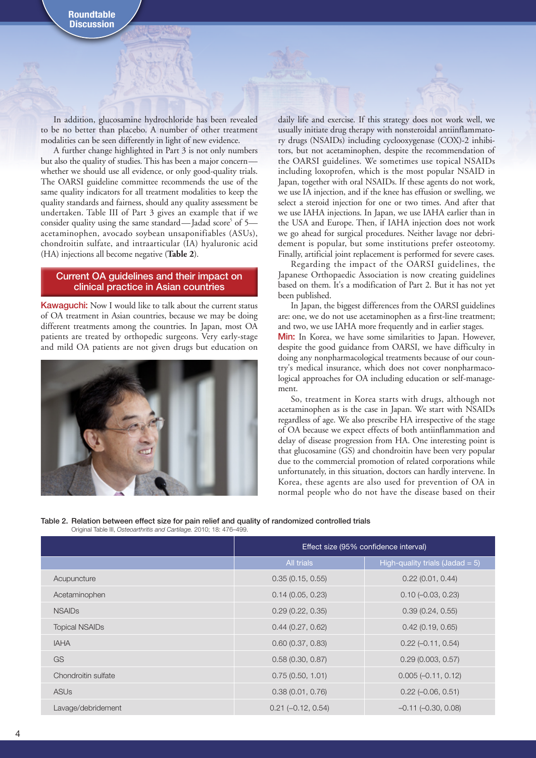In addition, glucosamine hydrochloride has been revealed to be no better than placebo. A number of other treatment modalities can be seen differently in light of new evidence.

A further change highlighted in Part 3 is not only numbers but also the quality of studies. This has been a major concern—whether we should use all evidence, or only good-quality trials. The OARSI guideline committee recommends the use of the same quality indicators for all treatment modalities to keep the same quality standards and fairness, should any quality assessment be undertaken. Table III of Part 3 gives an example that if we consider quality using the same standard—Jadad score[5] of 5—acetaminophen, avocado soybean unsaponifiables (ASUs), chondroitin sulfate, and intraarticular (IA) hyaluronic acid (HA) injections all become negative (**Table 2**).

## Current OA guidelines and their impact on clinical practice in Asian countries

**Kawaguchi:** Now I would like to talk about the current status of OA treatment in Asian countries, because we may be doing different treatments among the countries. In Japan, most OA patients are treated by orthopedic surgeons. Very early-stage and mild OA patients are not given drugs but education on daily life and exercise. If this strategy does not work well, we usually initiate drug therapy with nonsteroidal antiinflammatory drugs (NSAIDs) including cyclooxygenase (COX)-2 inhibitors, but not acetaminophen, despite the recommendation of the OARSI guidelines. We sometimes use topical NSAIDs including loxoprofen, which is the most popular NSAID in Japan, together with oral NSAIDs. If these agents do not work, we use IA injection, and if the knee has effusion or swelling, we select a steroid injection for one or two times. And after that we use IAHA injections. In Japan, we use IAHA earlier than in the USA and Europe. Then, if IAHA injection does not work we go ahead for surgical procedures. Neither lavage nor debridement is popular, but some institutions prefer osteotomy. Finally, artificial joint replacement is performed for severe cases.

Regarding the impact of the OARSI guidelines, the Japanese Orthopaedic Association is now creating guidelines based on them. It's a modification of Part 2. But it has not yet been published.

In Japan, the biggest differences from the OARSI guidelines are: one, we do not use acetaminophen as a first-line treatment; and two, we use IAHA more frequently and in earlier stages.

**Min:** In Korea, we have some similarities to Japan. However, despite the good guidance from OARSI, we have difficulty in doing any nonpharmacological treatments because of our country's medical insurance, which does not cover nonpharmacological approaches for OA including education or self-management.

So, treatment in Korea starts with drugs, although not acetaminophen as is the case in Japan. We start with NSAIDs regardless of age. We also prescribe HA irrespective of the stage of OA because we expect effects of both antiinflammation and delay of disease progression from HA. One interesting point is that glucosamine (GS) and chondroitin have been very popular due to the commercial promotion of related corporations while unfortunately, in this situation, doctors can hardly intervene. In Korea, these agents are also used for prevention of OA in normal people who do not have the disease based on their

**Table 2. Relation between effect size for pain relief and quality of randomized controlled trials**
Original Table III, *Osteoarthritis and Cartilage.* 2010; 18: 476–499.

| | Effect size (95% confidence interval) | |
|---|---|---|
| | All trials | High-quality trials (Jadad = 5) |
| Acupuncture | 0.35 (0.15, 0.55) | 0.22 (0.01, 0.44) |
| Acetaminophen | 0.14 (0.05, 0.23) | 0.10 (–0.03, 0.23) |
| NSAIDs | 0.29 (0.22, 0.35) | 0.39 (0.24, 0.55) |
| Topical NSAIDs | 0.44 (0.27, 0.62) | 0.42 (0.19, 0.65) |
| IAHA | 0.60 (0.37, 0.83) | 0.22 (–0.11, 0.54) |
| GS | 0.58 (0.30, 0.87) | 0.29 (0.003, 0.57) |
| Chondroitin sulfate | 0.75 (0.50, 1.01) | 0.005 (–0.11, 0.12) |
| ASUs | 0.38 (0.01, 0.76) | 0.22 (–0.06, 0.51) |
| Lavage/debridement | 0.21 (–0.12, 0.54) | –0.11 (–0.30, 0.08) |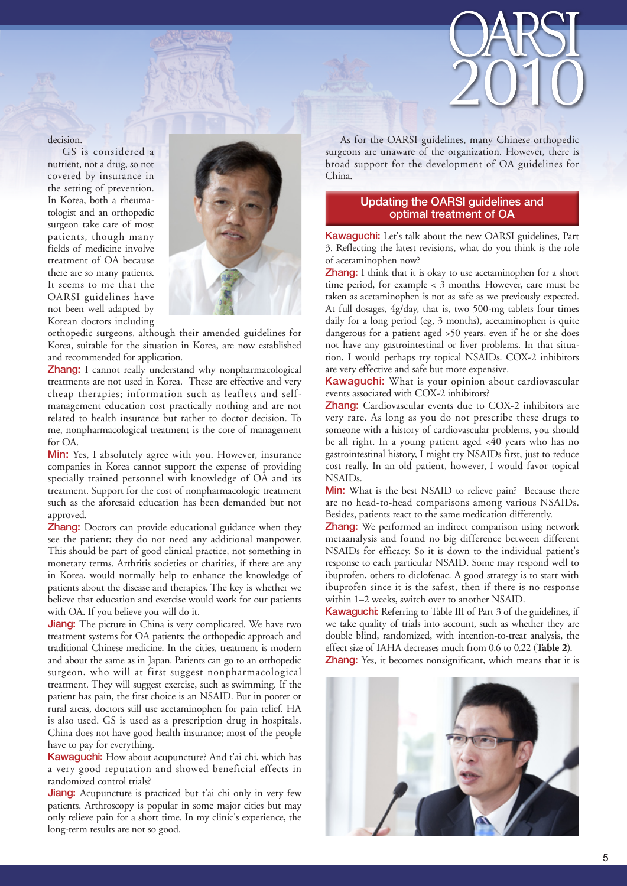decision.

GS is considered a nutrient, not a drug, so not covered by insurance in the setting of prevention. In Korea, both a rheumatologist and an orthopedic surgeon take care of most patients, though many fields of medicine involve treatment of OA because there are so many patients. It seems to me that the OARSI guidelines have not been well adapted by Korean doctors including orthopedic surgeons, although their amended guidelines for Korea, suitable for the situation in Korea, are now established and recommended for application.

**Zhang:** I cannot really understand why nonpharmacological treatments are not used in Korea. These are effective and very cheap therapies; information such as leaflets and self-management education cost practically nothing and are not related to health insurance but rather to doctor decision. To me, nonpharmacological treatment is the core of management for OA.

**Min:** Yes, I absolutely agree with you. However, insurance companies in Korea cannot support the expense of providing specially trained personnel with knowledge of OA and its treatment. Support for the cost of nonpharmacologic treatment such as the aforesaid education has been demanded but not approved.

**Zhang:** Doctors can provide educational guidance when they see the patient; they do not need any additional manpower. This should be part of good clinical practice, not something in monetary terms. Arthritis societies or charities, if there are any in Korea, would normally help to enhance the knowledge of patients about the disease and therapies. The key is whether we believe that education and exercise would work for our patients with OA. If you believe you will do it.

**Jiang:** The picture in China is very complicated. We have two treatment systems for OA patients: the orthopedic approach and traditional Chinese medicine. In the cities, treatment is modern and about the same as in Japan. Patients can go to an orthopedic surgeon, who will at first suggest nonpharmacological treatment. They will suggest exercise, such as swimming. If the patient has pain, the first choice is an NSAID. But in poorer or rural areas, doctors still use acetaminophen for pain relief. HA is also used. GS is used as a prescription drug in hospitals. China does not have good health insurance; most of the people have to pay for everything.

**Kawaguchi:** How about acupuncture? And t'ai chi, which has a very good reputation and showed beneficial effects in randomized control trials?

**Jiang:** Acupuncture is practiced but t'ai chi only in very few patients. Arthroscopy is popular in some major cities but may only relieve pain for a short time. In my clinic's experience, the long-term results are not so good.

As for the OARSI guidelines, many Chinese orthopedic surgeons are unaware of the organization. However, there is broad support for the development of OA guidelines for China.

## Updating the OARSI guidelines and optimal treatment of OA

**Kawaguchi:** Let's talk about the new OARSI guidelines, Part 3. Reflecting the latest revisions, what do you think is the role of acetaminophen now?

**Zhang:** I think that it is okay to use acetaminophen for a short time period, for example < 3 months. However, care must be taken as acetaminophen is not as safe as we previously expected. At full dosages, 4g/day, that is, two 500-mg tablets four times daily for a long period (eg, 3 months), acetaminophen is quite dangerous for a patient aged >50 years, even if he or she does not have any gastrointestinal or liver problems. In that situation, I would perhaps try topical NSAIDs. COX-2 inhibitors are very effective and safe but more expensive.

**Kawaguchi:** What is your opinion about cardiovascular events associated with COX-2 inhibitors?

**Zhang:** Cardiovascular events due to COX-2 inhibitors are very rare. As long as you do not prescribe these drugs to someone with a history of cardiovascular problems, you should be all right. In a young patient aged <40 years who has no gastrointestinal history, I might try NSAIDs first, just to reduce cost really. In an old patient, however, I would favor topical NSAIDs.

**Min:** What is the best NSAID to relieve pain? Because there are no head-to-head comparisons among various NSAIDs. Besides, patients react to the same medication differently.

**Zhang:** We performed an indirect comparison using network metaanalysis and found no big difference between different NSAIDs for efficacy. So it is down to the individual patient's response to each particular NSAID. Some may respond well to ibuprofen, others to diclofenac. A good strategy is to start with ibuprofen since it is the safest, then if there is no response within 1–2 weeks, switch over to another NSAID.

**Kawaguchi:** Referring to Table III of Part 3 of the guidelines, if we take quality of trials into account, such as whether they are double blind, randomized, with intention-to-treat analysis, the effect size of IAHA decreases much from 0.6 to 0.22 (**Table 2**).

**Zhang:** Yes, it becomes nonsignificant, which means that it is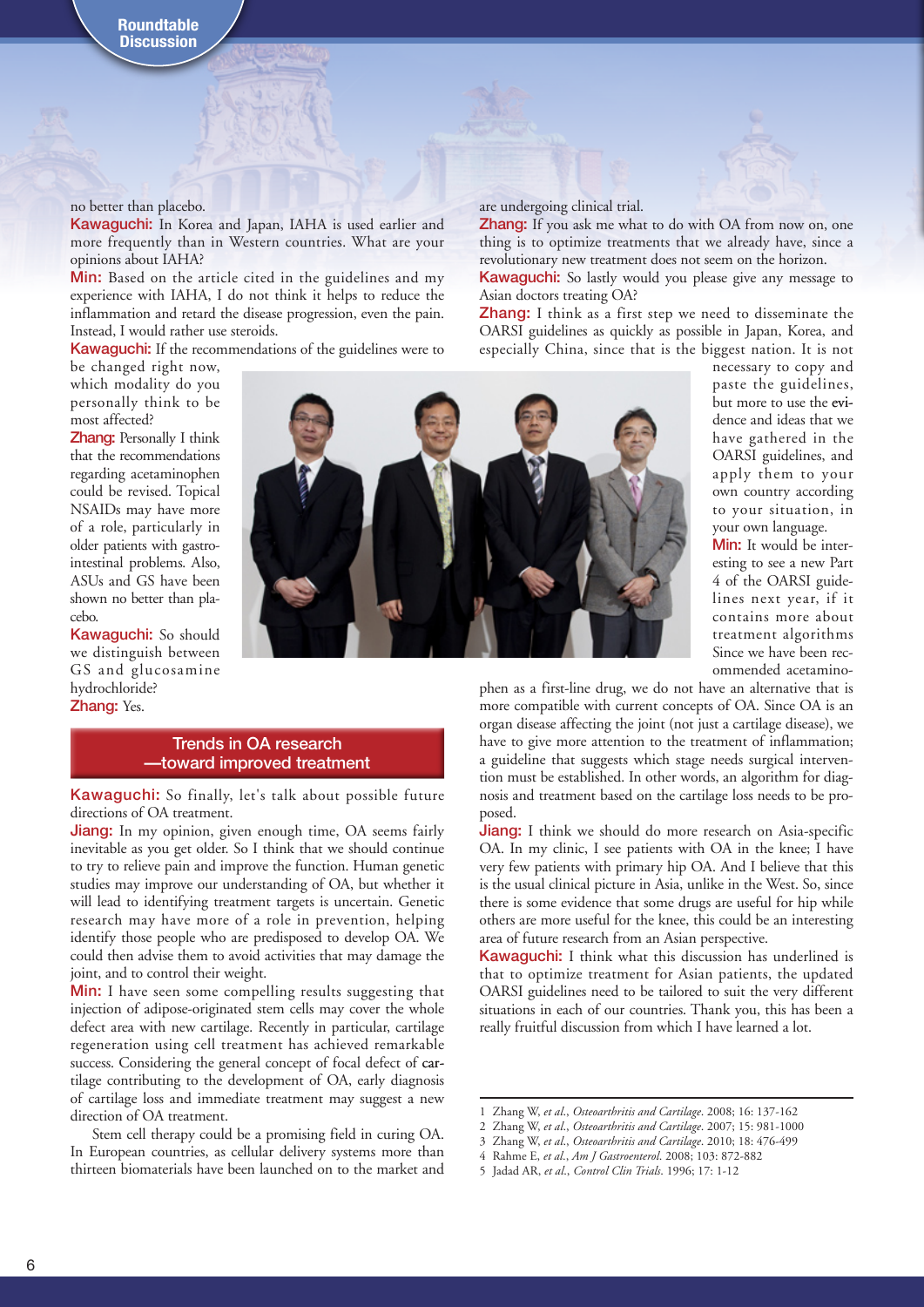no better than placebo.

**Kawaguchi:** In Korea and Japan, IAHA is used earlier and more frequently than in Western countries. What are your opinions about IAHA?

**Min:** Based on the article cited in the guidelines and my experience with IAHA, I do not think it helps to reduce the inflammation and retard the disease progression, even the pain. Instead, I would rather use steroids.

**Kawaguchi:** If the recommendations of the guidelines were to be changed right now, which modality do you personally think to be most affected?

**Zhang:** Personally I think that the recommendations regarding acetaminophen could be revised. Topical NSAIDs may have more of a role, particularly in older patients with gastrointestinal problems. Also, ASUs and GS have been shown no better than placebo.

**Kawaguchi:** So should we distinguish between GS and glucosamine hydrochloride?

**Zhang:** Yes.

## Trends in OA research —toward improved treatment

**Kawaguchi:** So finally, let's talk about possible future directions of OA treatment.

**Jiang:** In my opinion, given enough time, OA seems fairly inevitable as you get older. So I think that we should continue to try to relieve pain and improve the function. Human genetic studies may improve our understanding of OA, but whether it will lead to identifying treatment targets is uncertain. Genetic research may have more of a role in prevention, helping identify those people who are predisposed to develop OA. We could then advise them to avoid activities that may damage the joint, and to control their weight.

**Min:** I have seen some compelling results suggesting that injection of adipose-originated stem cells may cover the whole defect area with new cartilage. Recently in particular, cartilage regeneration using cell treatment has achieved remarkable success. Considering the general concept of focal defect of cartilage contributing to the development of OA, early diagnosis of cartilage loss and immediate treatment may suggest a new direction of OA treatment.

Stem cell therapy could be a promising field in curing OA. In European countries, as cellular delivery systems more than thirteen biomaterials have been launched on to the market and are undergoing clinical trial.

**Zhang:** If you ask me what to do with OA from now on, one thing is to optimize treatments that we already have, since a revolutionary new treatment does not seem on the horizon.

**Kawaguchi:** So lastly would you please give any message to Asian doctors treating OA?

**Zhang:** I think as a first step we need to disseminate the OARSI guidelines as quickly as possible in Japan, Korea, and especially China, since that is the biggest nation. It is not necessary to copy and paste the guidelines, but more to use the evidence and ideas that we have gathered in the OARSI guidelines, and apply them to your own country according to your situation, in your own language.

**Min:** It would be interesting to see a new Part 4 of the OARSI guidelines next year, if it contains more about treatment algorithms Since we have been recommended acetaminophen as a first-line drug, we do not have an alternative that is more compatible with current concepts of OA. Since OA is an organ disease affecting the joint (not just a cartilage disease), we have to give more attention to the treatment of inflammation; a guideline that suggests which stage needs surgical intervention must be established. In other words, an algorithm for diagnosis and treatment based on the cartilage loss needs to be proposed.

**Jiang:** I think we should do more research on Asia-specific OA. In my clinic, I see patients with OA in the knee; I have very few patients with primary hip OA. And I believe that this is the usual clinical picture in Asia, unlike in the West. So, since there is some evidence that some drugs are useful for hip while others are more useful for the knee, this could be an interesting area of future research from an Asian perspective.

**Kawaguchi:** I think what this discussion has underlined is that to optimize treatment for Asian patients, the updated OARSI guidelines need to be tailored to suit the very different situations in each of our countries. Thank you, this has been a really fruitful discussion from which I have learned a lot.

---

1 Zhang W, *et al.*, *Osteoarthritis and Cartilage*. 2008; 16: 137-162
2 Zhang W, *et al.*, *Osteoarthritis and Cartilage*. 2007; 15: 981-1000
3 Zhang W, *et al.*, *Osteoarthritis and Cartilage*. 2010; 18: 476-499
4 Rahme E, *et al.*, *Am J Gastroenterol*. 2008; 103: 872-882
5 Jadad AR, *et al.*, *Control Clin Trials*. 1996; 17: 1-12